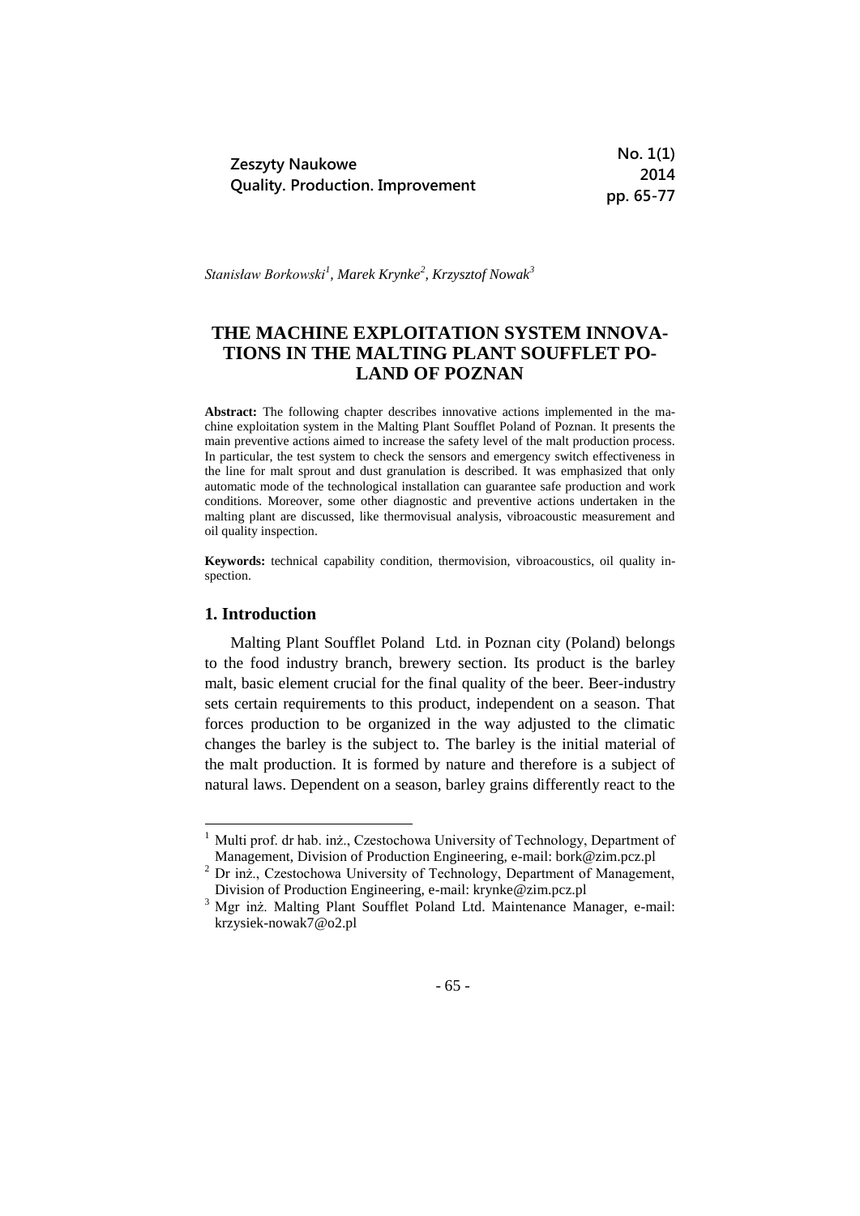Stanisław Borkowski[1], Marek Krynke[2], Krzysztof Nowak[3]

# THE MACHINE EXPLOITATION SYSTEM INNOVATIONS IN THE MALTING PLANT SOUFFLET POLAND OF POZNAN

**Abstract:** The following chapter describes innovative actions implemented in the machine exploitation system in the Malting Plant Soufflet Poland of Poznan. It presents the main preventive actions aimed to increase the safety level of the malt production process. In particular, the test system to check the sensors and emergency switch effectiveness in the line for malt sprout and dust granulation is described. It was emphasized that only automatic mode of the technological installation can guarantee safe production and work conditions. Moreover, some other diagnostic and preventive actions undertaken in the malting plant are discussed, like thermovisual analysis, vibroacoustic measurement and oil quality inspection.

**Keywords:** technical capability condition, thermovision, vibroacoustics, oil quality inspection.

## 1. Introduction

Malting Plant Soufflet Poland Ltd. in Poznan city (Poland) belongs to the food industry branch, brewery section. Its product is the barley malt, basic element crucial for the final quality of the beer. Beer-industry sets certain requirements to this product, independent on a season. That forces production to be organized in the way adjusted to the climatic changes the barley is the subject to. The barley is the initial material of the malt production. It is formed by nature and therefore is a subject of natural laws. Dependent on a season, barley grains differently react to the

---

[1] Multi prof. dr hab. inż., Czestochowa University of Technology, Department of Management, Division of Production Engineering, e-mail: bork@zim.pcz.pl

[2] Dr inż., Czestochowa University of Technology, Department of Management, Division of Production Engineering, e-mail: krynke@zim.pcz.pl

[3] Mgr inż. Malting Plant Soufflet Poland Ltd. Maintenance Manager, e-mail: krzysiek-nowak7@o2.pl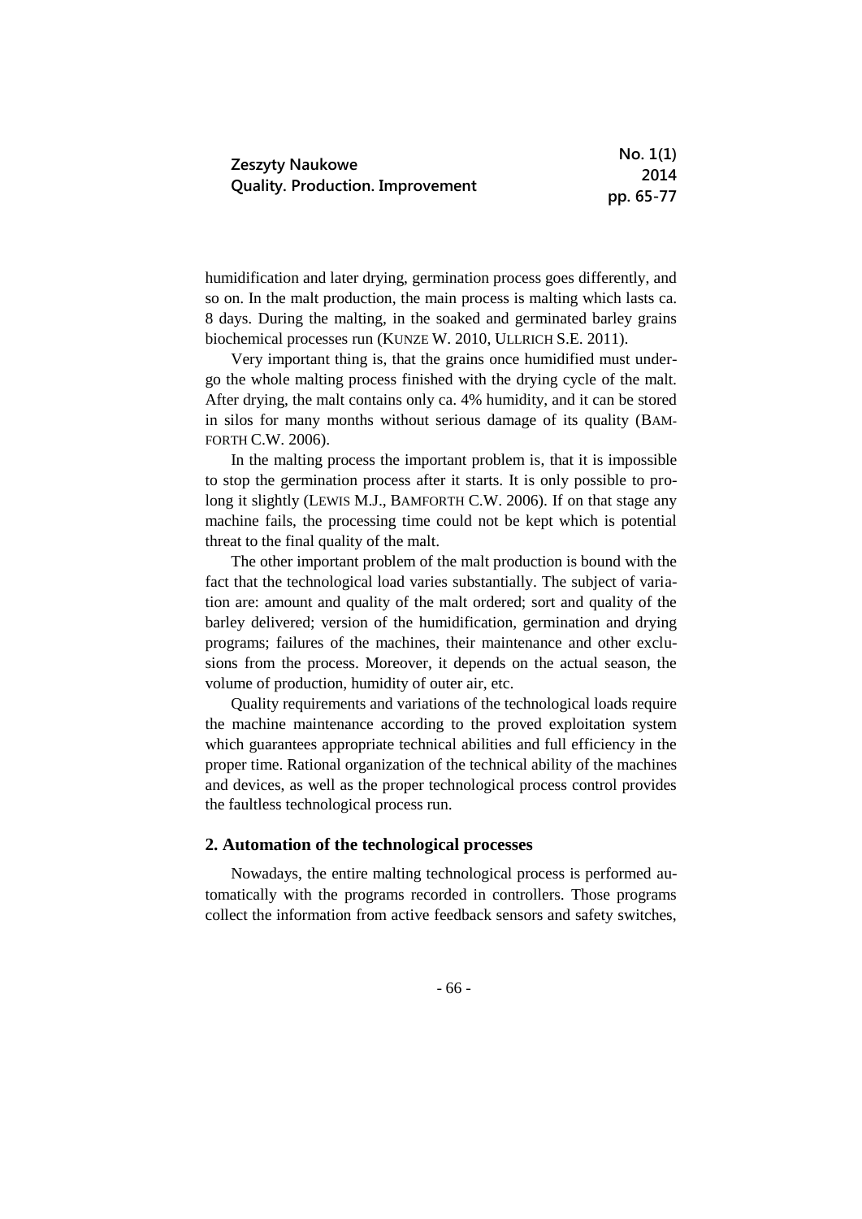humidification and later drying, germination process goes differently, and so on. In the malt production, the main process is malting which lasts ca. 8 days. During the malting, in the soaked and germinated barley grains biochemical processes run (KUNZE W. 2010, ULLRICH S.E. 2011).

Very important thing is, that the grains once humidified must undergo the whole malting process finished with the drying cycle of the malt. After drying, the malt contains only ca. 4% humidity, and it can be stored in silos for many months without serious damage of its quality (BAMFORTH C.W. 2006).

In the malting process the important problem is, that it is impossible to stop the germination process after it starts. It is only possible to prolong it slightly (LEWIS M.J., BAMFORTH C.W. 2006). If on that stage any machine fails, the processing time could not be kept which is potential threat to the final quality of the malt.

The other important problem of the malt production is bound with the fact that the technological load varies substantially. The subject of variation are: amount and quality of the malt ordered; sort and quality of the barley delivered; version of the humidification, germination and drying programs; failures of the machines, their maintenance and other exclusions from the process. Moreover, it depends on the actual season, the volume of production, humidity of outer air, etc.

Quality requirements and variations of the technological loads require the machine maintenance according to the proved exploitation system which guarantees appropriate technical abilities and full efficiency in the proper time. Rational organization of the technical ability of the machines and devices, as well as the proper technological process control provides the faultless technological process run.

## 2. Automation of the technological processes

Nowadays, the entire malting technological process is performed automatically with the programs recorded in controllers. Those programs collect the information from active feedback sensors and safety switches,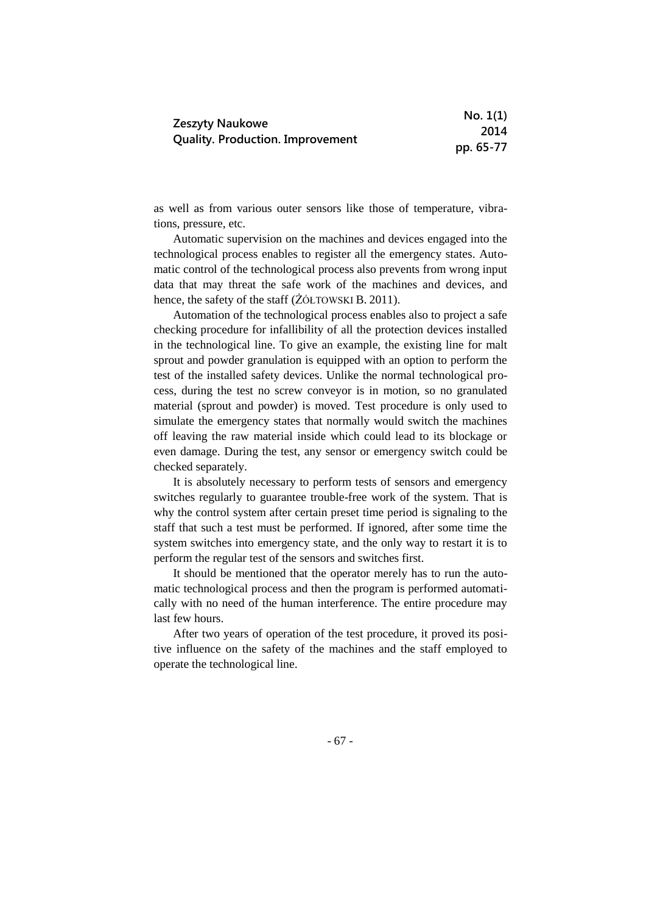as well as from various outer sensors like those of temperature, vibrations, pressure, etc.

Automatic supervision on the machines and devices engaged into the technological process enables to register all the emergency states. Automatic control of the technological process also prevents from wrong input data that may threat the safe work of the machines and devices, and hence, the safety of the staff (ŻÓŁTOWSKI B. 2011).

Automation of the technological process enables also to project a safe checking procedure for infallibility of all the protection devices installed in the technological line. To give an example, the existing line for malt sprout and powder granulation is equipped with an option to perform the test of the installed safety devices. Unlike the normal technological process, during the test no screw conveyor is in motion, so no granulated material (sprout and powder) is moved. Test procedure is only used to simulate the emergency states that normally would switch the machines off leaving the raw material inside which could lead to its blockage or even damage. During the test, any sensor or emergency switch could be checked separately.

It is absolutely necessary to perform tests of sensors and emergency switches regularly to guarantee trouble-free work of the system. That is why the control system after certain preset time period is signaling to the staff that such a test must be performed. If ignored, after some time the system switches into emergency state, and the only way to restart it is to perform the regular test of the sensors and switches first.

It should be mentioned that the operator merely has to run the automatic technological process and then the program is performed automatically with no need of the human interference. The entire procedure may last few hours.

After two years of operation of the test procedure, it proved its positive influence on the safety of the machines and the staff employed to operate the technological line.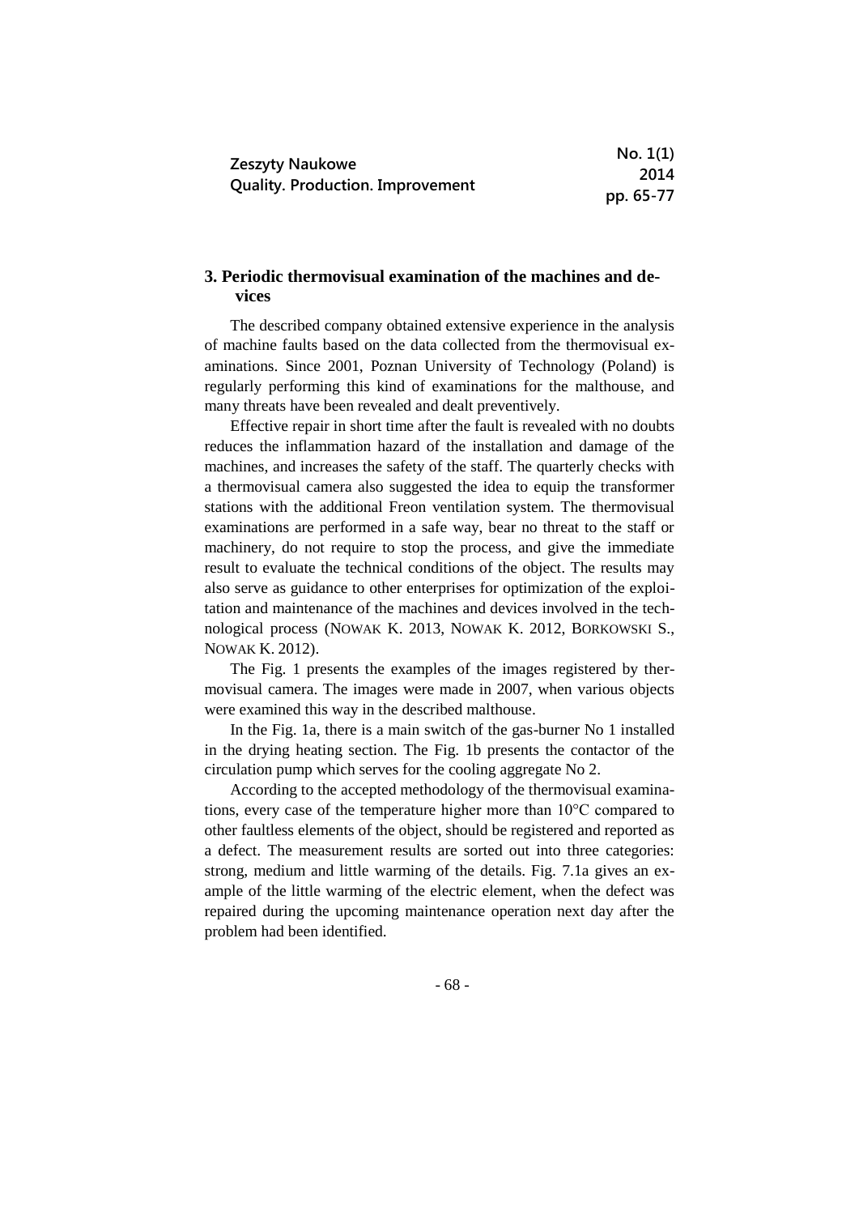## 3. Periodic thermovisual examination of the machines and devices

The described company obtained extensive experience in the analysis of machine faults based on the data collected from the thermovisual examinations. Since 2001, Poznan University of Technology (Poland) is regularly performing this kind of examinations for the malthouse, and many threats have been revealed and dealt preventively.

Effective repair in short time after the fault is revealed with no doubts reduces the inflammation hazard of the installation and damage of the machines, and increases the safety of the staff. The quarterly checks with a thermovisual camera also suggested the idea to equip the transformer stations with the additional Freon ventilation system. The thermovisual examinations are performed in a safe way, bear no threat to the staff or machinery, do not require to stop the process, and give the immediate result to evaluate the technical conditions of the object. The results may also serve as guidance to other enterprises for optimization of the exploitation and maintenance of the machines and devices involved in the technological process (NOWAK K. 2013, NOWAK K. 2012, BORKOWSKI S., NOWAK K. 2012).

The Fig. 1 presents the examples of the images registered by thermovisual camera. The images were made in 2007, when various objects were examined this way in the described malthouse.

In the Fig. 1a, there is a main switch of the gas-burner No 1 installed in the drying heating section. The Fig. 1b presents the contactor of the circulation pump which serves for the cooling aggregate No 2.

According to the accepted methodology of the thermovisual examinations, every case of the temperature higher more than 10°C compared to other faultless elements of the object, should be registered and reported as a defect. The measurement results are sorted out into three categories: strong, medium and little warming of the details. Fig. 7.1a gives an example of the little warming of the electric element, when the defect was repaired during the upcoming maintenance operation next day after the problem had been identified.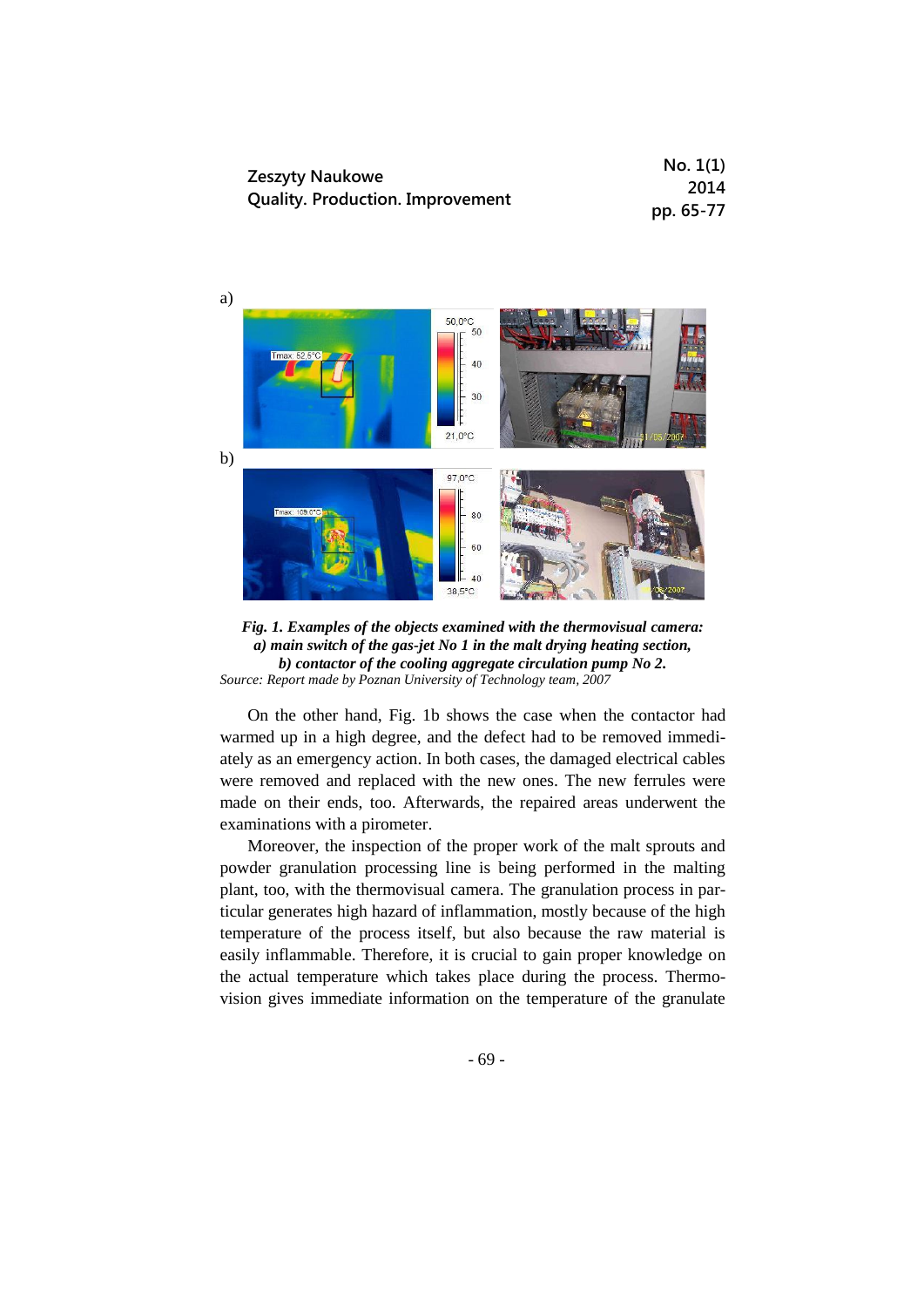a)

b)

***Fig. 1. Examples of the objects examined with the thermovisual camera: a) main switch of the gas-jet No 1 in the malt drying heating section, b) contactor of the cooling aggregate circulation pump No 2.***

*Source: Report made by Poznan University of Technology team, 2007*

On the other hand, Fig. 1b shows the case when the contactor had warmed up in a high degree, and the defect had to be removed immediately as an emergency action. In both cases, the damaged electrical cables were removed and replaced with the new ones. The new ferrules were made on their ends, too. Afterwards, the repaired areas underwent the examinations with a pirometer.

Moreover, the inspection of the proper work of the malt sprouts and powder granulation processing line is being performed in the malting plant, too, with the thermovisual camera. The granulation process in particular generates high hazard of inflammation, mostly because of the high temperature of the process itself, but also because the raw material is easily inflammable. Therefore, it is crucial to gain proper knowledge on the actual temperature which takes place during the process. Thermovision gives immediate information on the temperature of the granulate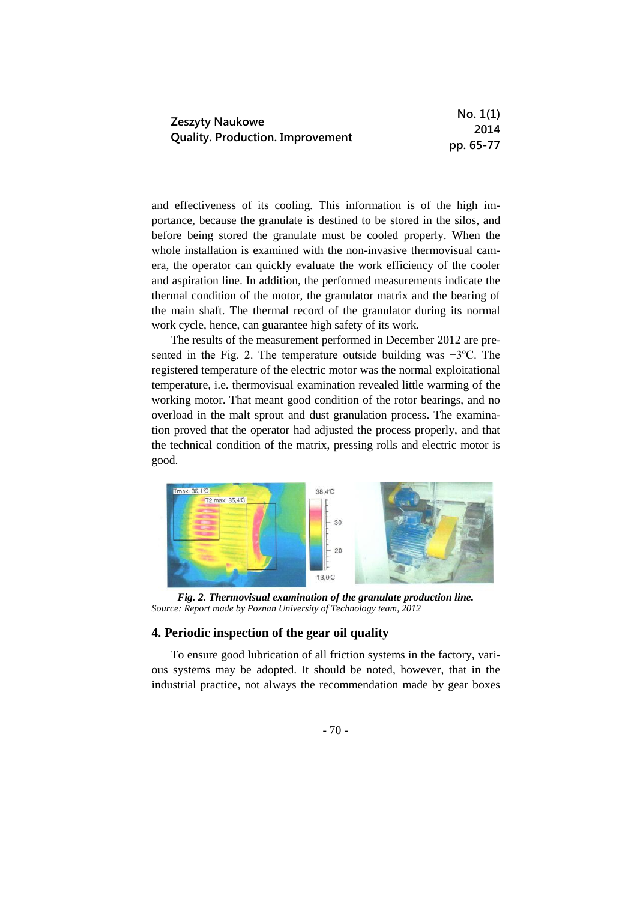and effectiveness of its cooling. This information is of the high importance, because the granulate is destined to be stored in the silos, and before being stored the granulate must be cooled properly. When the whole installation is examined with the non-invasive thermovisual camera, the operator can quickly evaluate the work efficiency of the cooler and aspiration line. In addition, the performed measurements indicate the thermal condition of the motor, the granulator matrix and the bearing of the main shaft. The thermal record of the granulator during its normal work cycle, hence, can guarantee high safety of its work.

The results of the measurement performed in December 2012 are presented in the Fig. 2. The temperature outside building was +3ºC. The registered temperature of the electric motor was the normal exploitational temperature, i.e. thermovisual examination revealed little warming of the working motor. That meant good condition of the rotor bearings, and no overload in the malt sprout and dust granulation process. The examination proved that the operator had adjusted the process properly, and that the technical condition of the matrix, pressing rolls and electric motor is good.

***Fig. 2. Thermovisual examination of the granulate production line.***
*Source: Report made by Poznan University of Technology team, 2012*

## 4. Periodic inspection of the gear oil quality

To ensure good lubrication of all friction systems in the factory, various systems may be adopted. It should be noted, however, that in the industrial practice, not always the recommendation made by gear boxes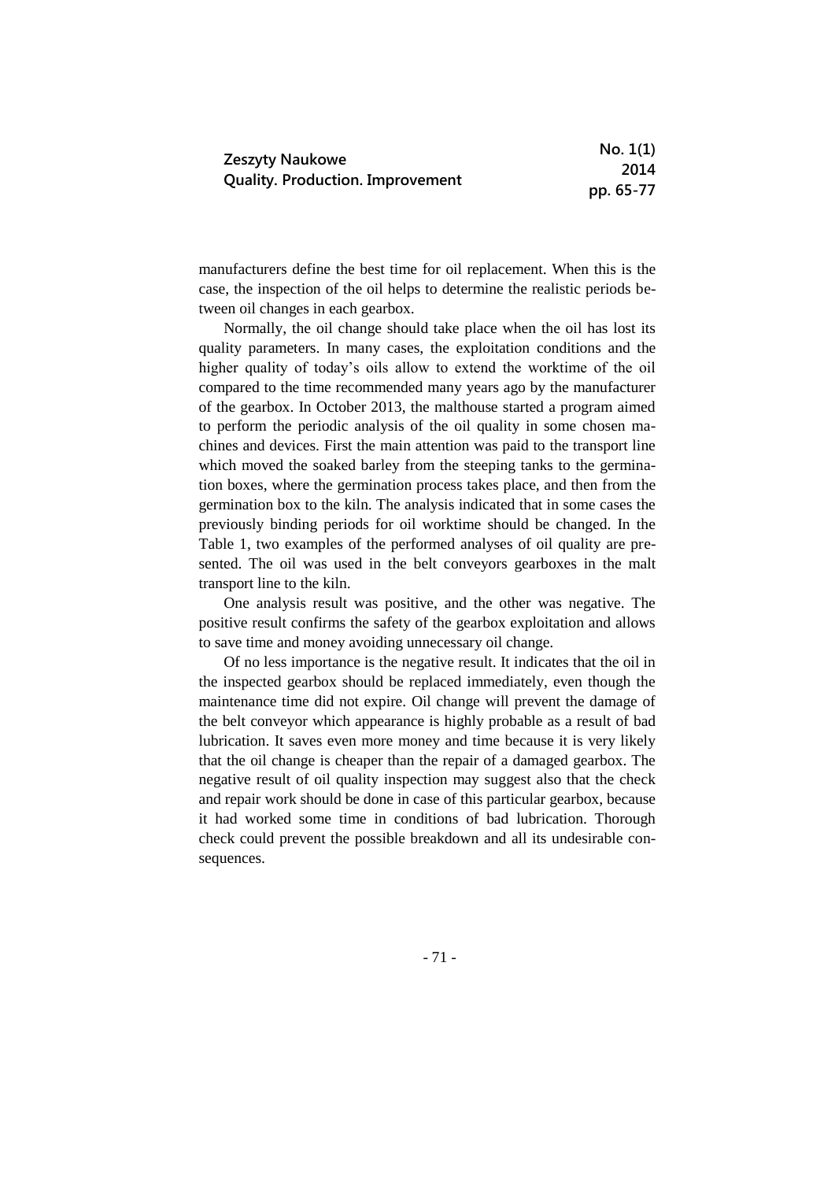manufacturers define the best time for oil replacement. When this is the case, the inspection of the oil helps to determine the realistic periods between oil changes in each gearbox.

Normally, the oil change should take place when the oil has lost its quality parameters. In many cases, the exploitation conditions and the higher quality of today's oils allow to extend the worktime of the oil compared to the time recommended many years ago by the manufacturer of the gearbox. In October 2013, the malthouse started a program aimed to perform the periodic analysis of the oil quality in some chosen machines and devices. First the main attention was paid to the transport line which moved the soaked barley from the steeping tanks to the germination boxes, where the germination process takes place, and then from the germination box to the kiln. The analysis indicated that in some cases the previously binding periods for oil worktime should be changed. In the Table 1, two examples of the performed analyses of oil quality are presented. The oil was used in the belt conveyors gearboxes in the malt transport line to the kiln.

One analysis result was positive, and the other was negative. The positive result confirms the safety of the gearbox exploitation and allows to save time and money avoiding unnecessary oil change.

Of no less importance is the negative result. It indicates that the oil in the inspected gearbox should be replaced immediately, even though the maintenance time did not expire. Oil change will prevent the damage of the belt conveyor which appearance is highly probable as a result of bad lubrication. It saves even more money and time because it is very likely that the oil change is cheaper than the repair of a damaged gearbox. The negative result of oil quality inspection may suggest also that the check and repair work should be done in case of this particular gearbox, because it had worked some time in conditions of bad lubrication. Thorough check could prevent the possible breakdown and all its undesirable consequences.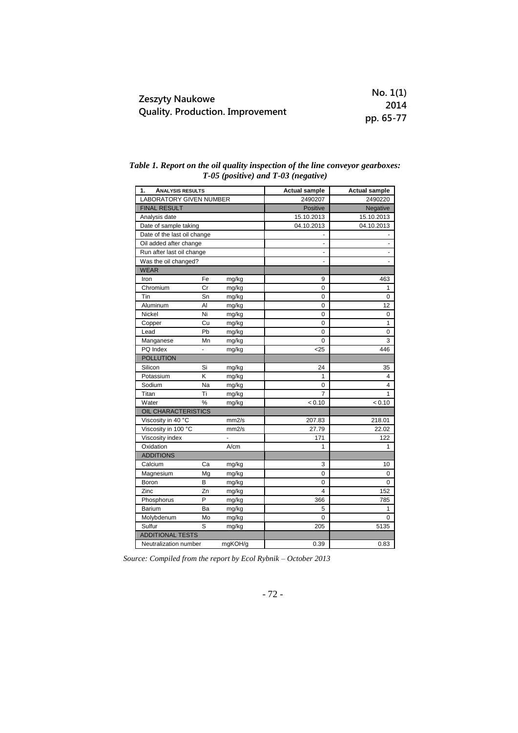*Table 1. Report on the oil quality inspection of the line conveyor gearboxes: T-05 (positive) and T-03 (negative)*

| 1. ANALYSIS RESULTS | | | Actual sample | Actual sample |
|---|---|---|---|---|
| LABORATORY GIVEN NUMBER | | | 2490207 | 2490220 |
| FINAL RESULT | | | Positive | Negative |
| Analysis date | | | 15.10.2013 | 15.10.2013 |
| Date of sample taking | | | 04.10.2013 | 04.10.2013 |
| Date of the last oil change | | | - | - |
| Oil added after change | | | - | - |
| Run after last oil change | | | - | - |
| Was the oil changed? | | | - | - |
| WEAR | | | | |
| Iron | Fe | mg/kg | 9 | 463 |
| Chromium | Cr | mg/kg | 0 | 1 |
| Tin | Sn | mg/kg | 0 | 0 |
| Aluminum | Al | mg/kg | 0 | 12 |
| Nickel | Ni | mg/kg | 0 | 0 |
| Copper | Cu | mg/kg | 0 | 1 |
| Lead | Pb | mg/kg | 0 | 0 |
| Manganese | Mn | mg/kg | 0 | 3 |
| PQ Index | - | mg/kg | <25 | 446 |
| POLLUTION | | | | |
| Silicon | Si | mg/kg | 24 | 35 |
| Potassium | K | mg/kg | 1 | 4 |
| Sodium | Na | mg/kg | 0 | 4 |
| Titan | Ti | mg/kg | 7 | 1 |
| Water | % | mg/kg | < 0.10 | < 0.10 |
| OIL CHARACTERISTICS | | | | |
| Viscosity in 40 °C | | mm2/s | 207.83 | 218.01 |
| Viscosity in 100 °C | | mm2/s | 27.79 | 22.02 |
| Viscosity index | | - | 171 | 122 |
| Oxidation | | A/cm | 1 | 1 |
| ADDITIONS | | | | |
| Calcium | Ca | mg/kg | 3 | 10 |
| Magnesium | Mg | mg/kg | 0 | 0 |
| Boron | B | mg/kg | 0 | 0 |
| Zinc | Zn | mg/kg | 4 | 152 |
| Phosphorus | P | mg/kg | 366 | 785 |
| Barium | Ba | mg/kg | 5 | 1 |
| Molybdenum | Mo | mg/kg | 0 | 0 |
| Sulfur | S | mg/kg | 205 | 5135 |
| ADDITIONAL TESTS | | | | |
| Neutralization number | | mgKOH/g | 0.39 | 0.83 |

*Source: Compiled from the report by Ecol Rybnik – October 2013*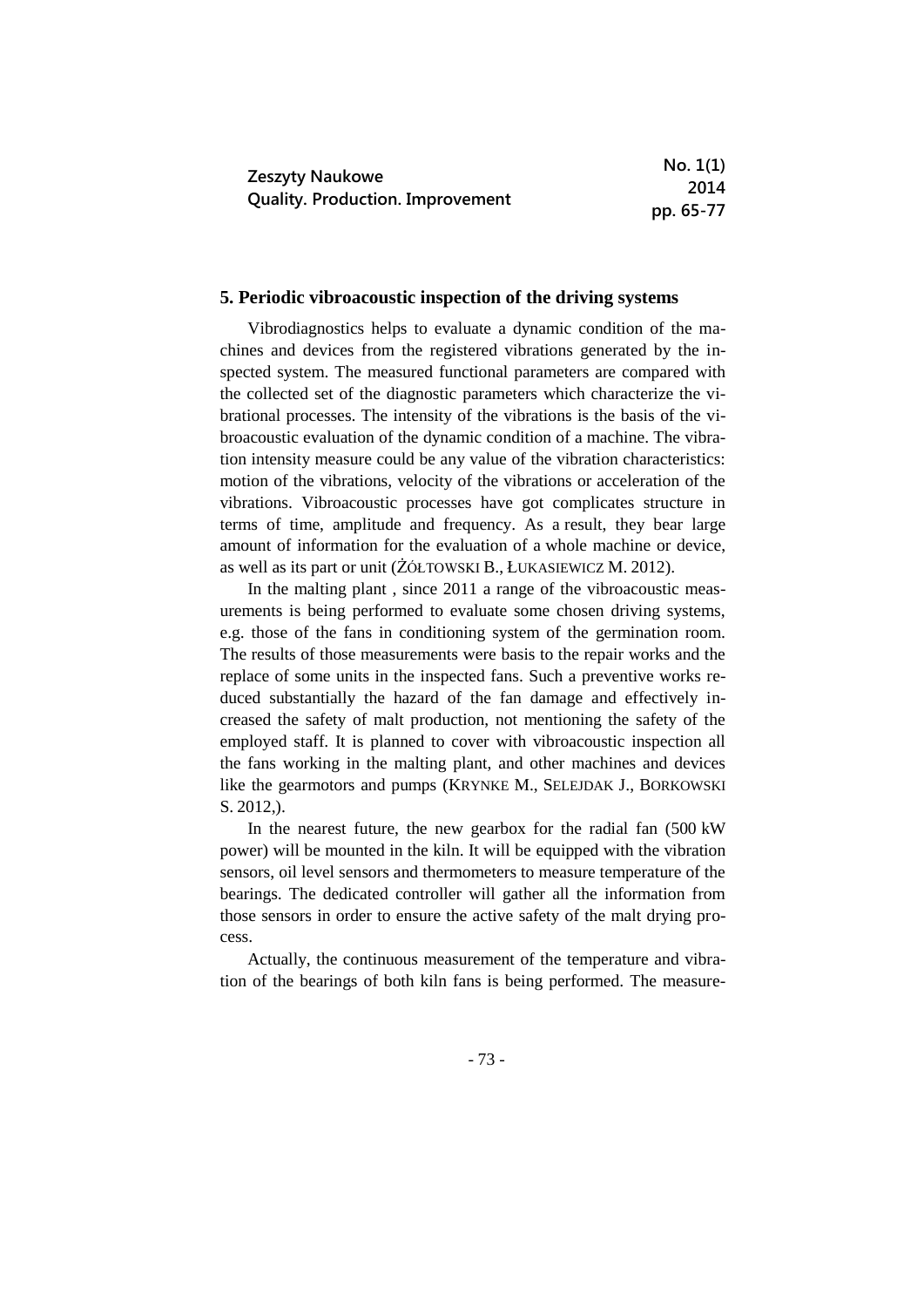## 5. Periodic vibroacoustic inspection of the driving systems

Vibrodiagnostics helps to evaluate a dynamic condition of the machines and devices from the registered vibrations generated by the inspected system. The measured functional parameters are compared with the collected set of the diagnostic parameters which characterize the vibrational processes. The intensity of the vibrations is the basis of the vibroacoustic evaluation of the dynamic condition of a machine. The vibration intensity measure could be any value of the vibration characteristics: motion of the vibrations, velocity of the vibrations or acceleration of the vibrations. Vibroacoustic processes have got complicates structure in terms of time, amplitude and frequency. As a result, they bear large amount of information for the evaluation of a whole machine or device, as well as its part or unit (ŻÓŁTOWSKI B., ŁUKASIEWICZ M. 2012).

In the malting plant , since 2011 a range of the vibroacoustic measurements is being performed to evaluate some chosen driving systems, e.g. those of the fans in conditioning system of the germination room. The results of those measurements were basis to the repair works and the replace of some units in the inspected fans. Such a preventive works reduced substantially the hazard of the fan damage and effectively increased the safety of malt production, not mentioning the safety of the employed staff. It is planned to cover with vibroacoustic inspection all the fans working in the malting plant, and other machines and devices like the gearmotors and pumps (KRYNKE M., SELEJDAK J., BORKOWSKI S. 2012,).

In the nearest future, the new gearbox for the radial fan (500 kW power) will be mounted in the kiln. It will be equipped with the vibration sensors, oil level sensors and thermometers to measure temperature of the bearings. The dedicated controller will gather all the information from those sensors in order to ensure the active safety of the malt drying process.

Actually, the continuous measurement of the temperature and vibration of the bearings of both kiln fans is being performed. The measure-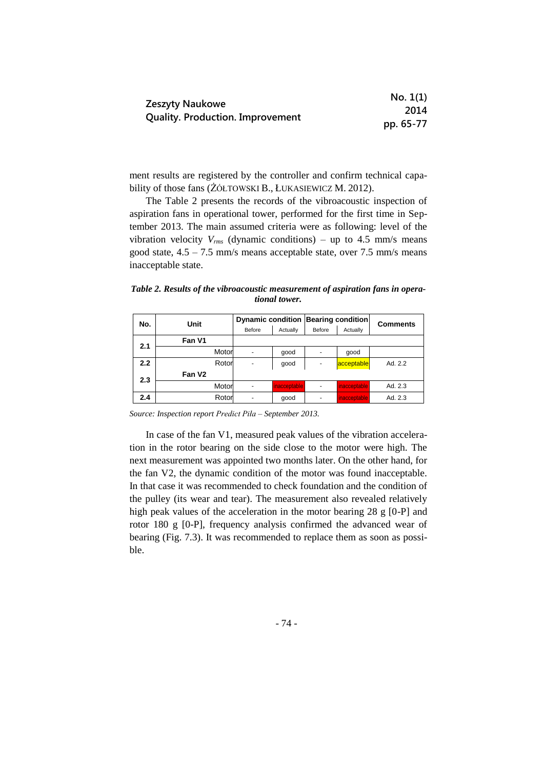ment results are registered by the controller and confirm technical capability of those fans (ŻÓŁTOWSKI B., ŁUKASIEWICZ M. 2012).

The Table 2 presents the records of the vibroacoustic inspection of aspiration fans in operational tower, performed for the first time in September 2013. The main assumed criteria were as following: level of the vibration velocity $V_{rms}$ (dynamic conditions) – up to 4.5 mm/s means good state, 4.5 – 7.5 mm/s means acceptable state, over 7.5 mm/s means inacceptable state.

***Table 2. Results of the vibroacoustic measurement of aspiration fans in operational tower.***

| No. | Unit | Dynamic condition | | Bearing condition | | Comments |
|---|---|---|---|---|---|---|
| | | Before | Actually | Before | Actually | |
| 2.1 | Fan V1 | | | | | |
| | Motor | - | good | - | good | |
| 2.2 | Rotor | - | good | - | acceptable | Ad. 2.2 |
| 2.3 | Fan V2 | | | | | |
| | Motor | - | inacceptable | - | inacceptable | Ad. 2.3 |
| 2.4 | Rotor | - | good | - | inacceptable | Ad. 2.3 |

*Source: Inspection report Predict Piła – September 2013.*

In case of the fan V1, measured peak values of the vibration acceleration in the rotor bearing on the side close to the motor were high. The next measurement was appointed two months later. On the other hand, for the fan V2, the dynamic condition of the motor was found inacceptable. In that case it was recommended to check foundation and the condition of the pulley (its wear and tear). The measurement also revealed relatively high peak values of the acceleration in the motor bearing 28 g [0-P] and rotor 180 g [0-P], frequency analysis confirmed the advanced wear of bearing (Fig. 7.3). It was recommended to replace them as soon as possible.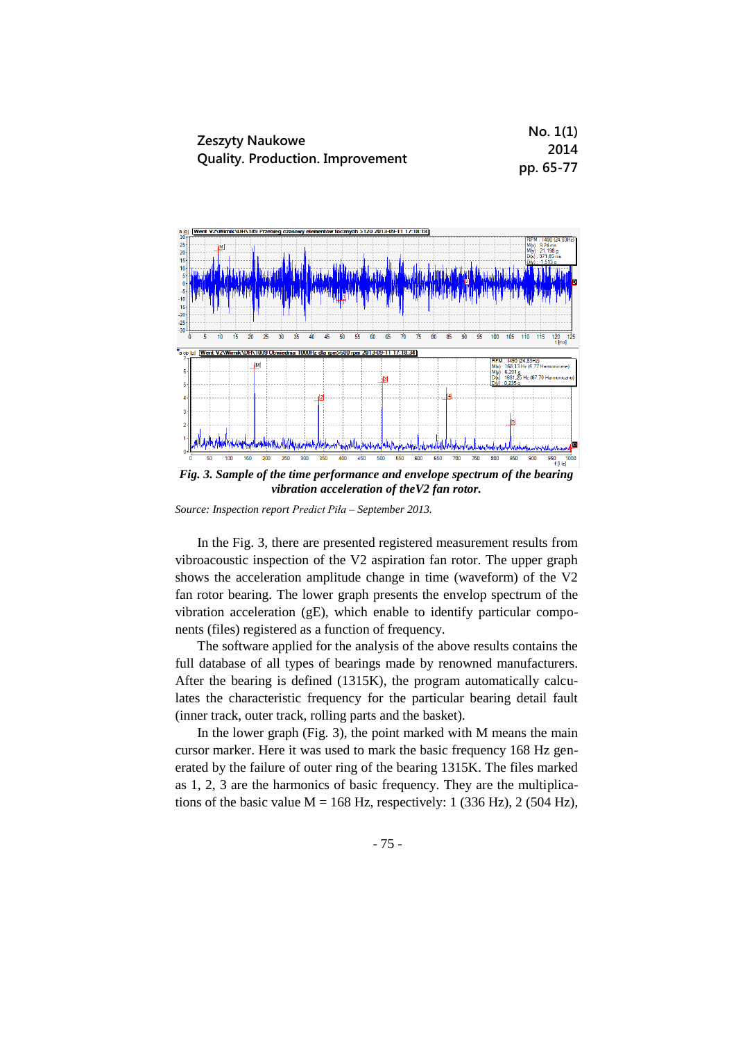*Fig. 3. Sample of the time performance and envelope spectrum of the bearing vibration acceleration of theV2 fan rotor.*

*Source: Inspection report Predict Piła – September 2013.*

In the Fig. 3, there are presented registered measurement results from vibroacoustic inspection of the V2 aspiration fan rotor. The upper graph shows the acceleration amplitude change in time (waveform) of the V2 fan rotor bearing. The lower graph presents the envelop spectrum of the vibration acceleration (gE), which enable to identify particular components (files) registered as a function of frequency.

The software applied for the analysis of the above results contains the full database of all types of bearings made by renowned manufacturers. After the bearing is defined (1315K), the program automatically calculates the characteristic frequency for the particular bearing detail fault (inner track, outer track, rolling parts and the basket).

In the lower graph (Fig. 3), the point marked with M means the main cursor marker. Here it was used to mark the basic frequency 168 Hz generated by the failure of outer ring of the bearing 1315K. The files marked as 1, 2, 3 are the harmonics of basic frequency. They are the multiplications of the basic value M = 168 Hz, respectively: 1 (336 Hz), 2 (504 Hz),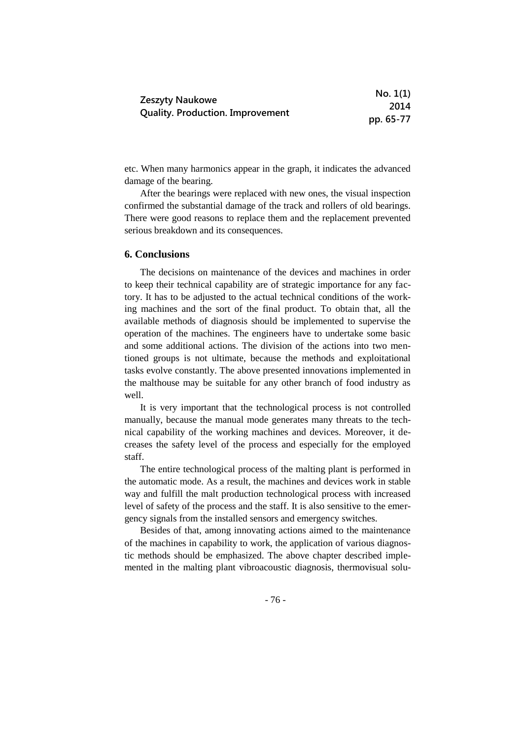etc. When many harmonics appear in the graph, it indicates the advanced damage of the bearing.

After the bearings were replaced with new ones, the visual inspection confirmed the substantial damage of the track and rollers of old bearings. There were good reasons to replace them and the replacement prevented serious breakdown and its consequences.

## 6. Conclusions

The decisions on maintenance of the devices and machines in order to keep their technical capability are of strategic importance for any factory. It has to be adjusted to the actual technical conditions of the working machines and the sort of the final product. To obtain that, all the available methods of diagnosis should be implemented to supervise the operation of the machines. The engineers have to undertake some basic and some additional actions. The division of the actions into two mentioned groups is not ultimate, because the methods and exploitational tasks evolve constantly. The above presented innovations implemented in the malthouse may be suitable for any other branch of food industry as well.

It is very important that the technological process is not controlled manually, because the manual mode generates many threats to the technical capability of the working machines and devices. Moreover, it decreases the safety level of the process and especially for the employed staff.

The entire technological process of the malting plant is performed in the automatic mode. As a result, the machines and devices work in stable way and fulfill the malt production technological process with increased level of safety of the process and the staff. It is also sensitive to the emergency signals from the installed sensors and emergency switches.

Besides of that, among innovating actions aimed to the maintenance of the machines in capability to work, the application of various diagnostic methods should be emphasized. The above chapter described implemented in the malting plant vibroacoustic diagnosis, thermovisual solu-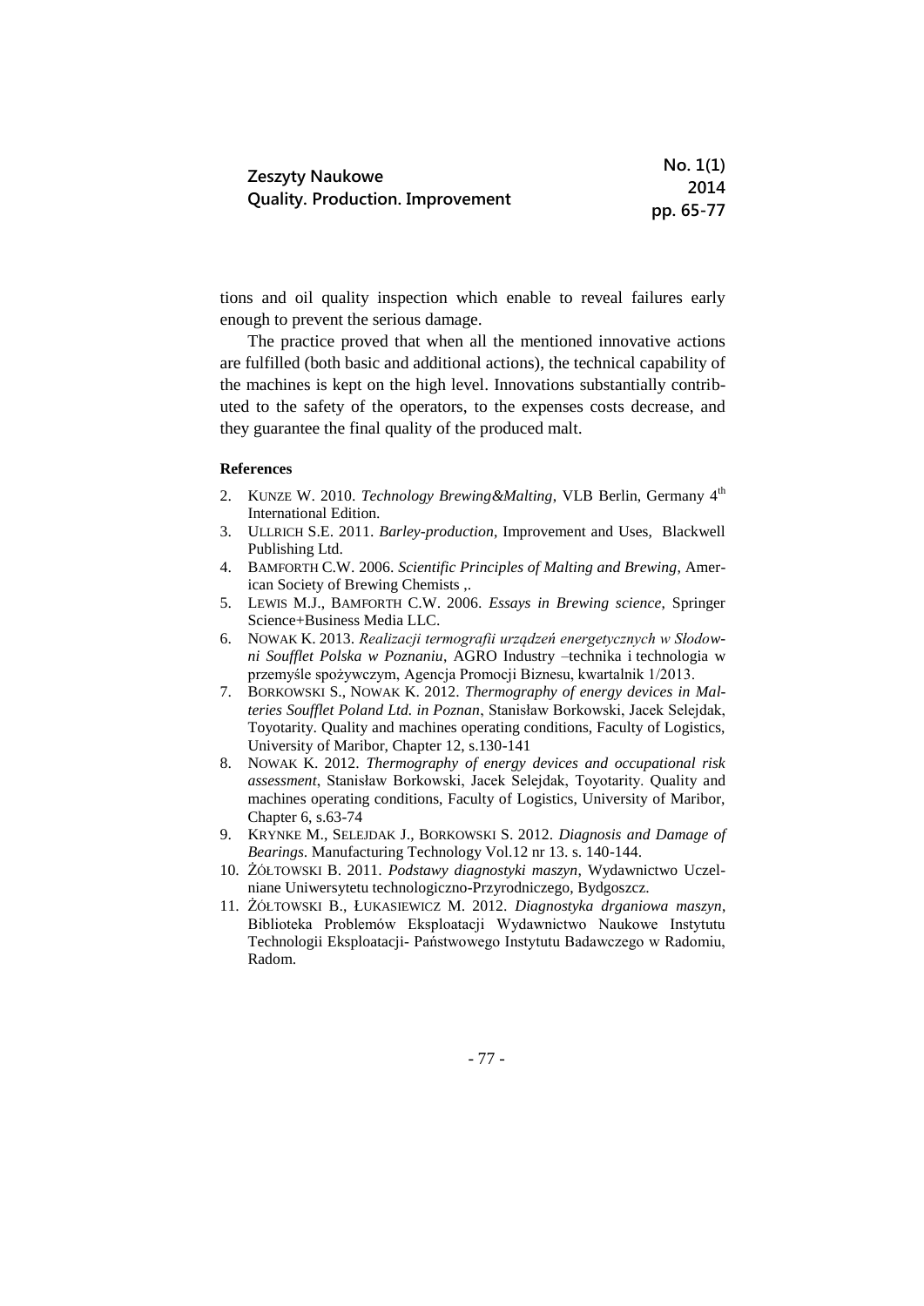tions and oil quality inspection which enable to reveal failures early enough to prevent the serious damage.

The practice proved that when all the mentioned innovative actions are fulfilled (both basic and additional actions), the technical capability of the machines is kept on the high level. Innovations substantially contributed to the safety of the operators, to the expenses costs decrease, and they guarantee the final quality of the produced malt.

**References**

2. KUNZE W. 2010. *Technology Brewing&Malting*, VLB Berlin, Germany 4th International Edition.
3. ULLRICH S.E. 2011. *Barley-production*, Improvement and Uses, Blackwell Publishing Ltd.
4. BAMFORTH C.W. 2006. *Scientific Principles of Malting and Brewing*, American Society of Brewing Chemists ,.
5. LEWIS M.J., BAMFORTH C.W. 2006. *Essays in Brewing science*, Springer Science+Business Media LLC.
6. NOWAK K. 2013. *Realizacji termografii urządzeń energetycznych w Słodowni Soufflet Polska w Poznaniu*, AGRO Industry –technika i technologia w przemyśle spożywczym, Agencja Promocji Biznesu, kwartalnik 1/2013.
7. BORKOWSKI S., NOWAK K. 2012. *Thermography of energy devices in Malteries Soufflet Poland Ltd. in Poznan*, Stanisław Borkowski, Jacek Selejdak, Toyotarity. Quality and machines operating conditions, Faculty of Logistics, University of Maribor, Chapter 12, s.130-141
8. NOWAK K. 2012. *Thermography of energy devices and occupational risk assessment*, Stanisław Borkowski, Jacek Selejdak, Toyotarity. Quality and machines operating conditions, Faculty of Logistics, University of Maribor, Chapter 6, s.63-74
9. KRYNKE M., SELEJDAK J., BORKOWSKI S. 2012. *Diagnosis and Damage of Bearings*. Manufacturing Technology Vol.12 nr 13. s. 140-144.
10. ŻÓŁTOWSKI B. 2011. *Podstawy diagnostyki maszyn*, Wydawnictwo Uczelniane Uniwersytetu technologiczno-Przyrodniczego, Bydgoszcz.
11. ŻÓŁTOWSKI B., ŁUKASIEWICZ M. 2012. *Diagnostyka drganiowa maszyn*, Biblioteka Problemów Eksploatacji Wydawnictwo Naukowe Instytutu Technologii Eksploatacji- Państwowego Instytutu Badawczego w Radomiu, Radom.